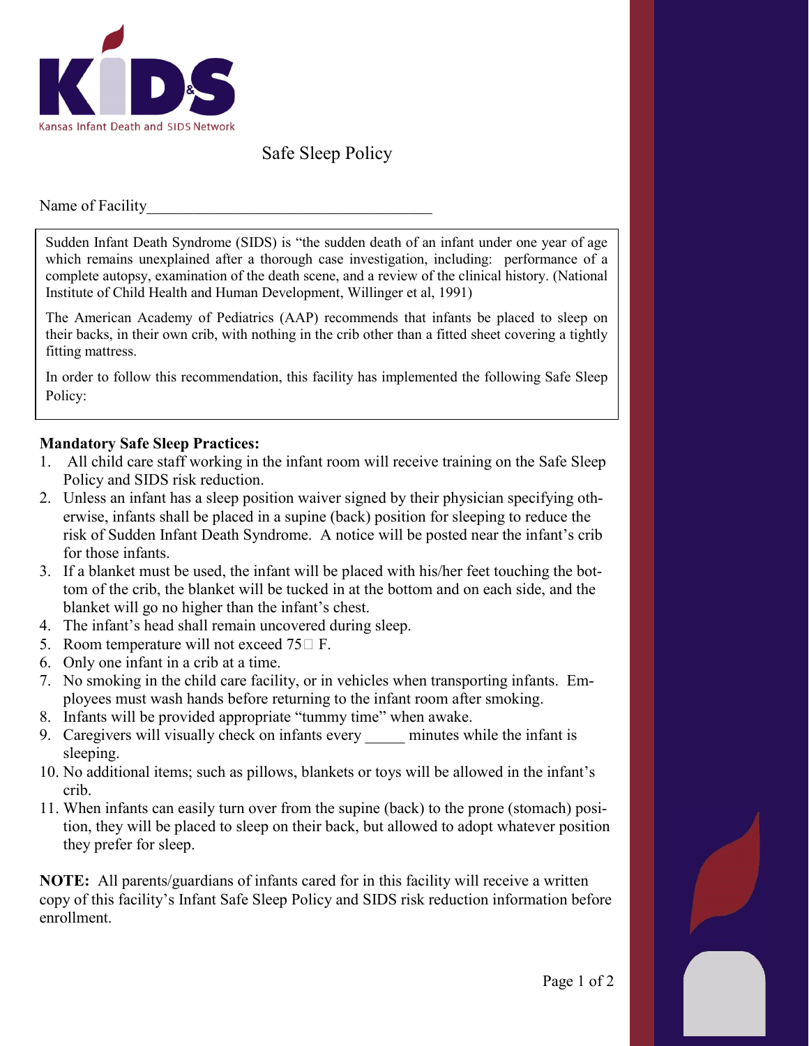KIDS

Kansas Infant Death and SIDS Network

# Safe Sleep Policy

Name of Facility\_\_\_\_\_\_\_\_\_\_\_\_\_\_\_\_\_\_\_\_\_\_\_\_\_\_\_\_\_\_\_\_\_\_\_\_

Sudden Infant Death Syndrome (SIDS) is "the sudden death of an infant under one year of age which remains unexplained after a thorough case investigation, including: performance of a complete autopsy, examination of the death scene, and a review of the clinical history. (National Institute of Child Health and Human Development, Willinger et al, 1991)

The American Academy of Pediatrics (AAP) recommends that infants be placed to sleep on their backs, in their own crib, with nothing in the crib other than a fitted sheet covering a tightly fitting mattress.

In order to follow this recommendation, this facility has implemented the following Safe Sleep Policy:

**Mandatory Safe Sleep Practices:**

1. All child care staff working in the infant room will receive training on the Safe Sleep Policy and SIDS risk reduction.
2. Unless an infant has a sleep position waiver signed by their physician specifying otherwise, infants shall be placed in a supine (back) position for sleeping to reduce the risk of Sudden Infant Death Syndrome. A notice will be posted near the infant's crib for those infants.
3. If a blanket must be used, the infant will be placed with his/her feet touching the bottom of the crib, the blanket will be tucked in at the bottom and on each side, and the blanket will go no higher than the infant's chest.
4. The infant's head shall remain uncovered during sleep.
5. Room temperature will not exceed 75° F.
6. Only one infant in a crib at a time.
7. No smoking in the child care facility, or in vehicles when transporting infants. Employees must wash hands before returning to the infant room after smoking.
8. Infants will be provided appropriate "tummy time" when awake.
9. Caregivers will visually check on infants every \_\_\_\_\_ minutes while the infant is sleeping.
10. No additional items; such as pillows, blankets or toys will be allowed in the infant's crib.
11. When infants can easily turn over from the supine (back) to the prone (stomach) position, they will be placed to sleep on their back, but allowed to adopt whatever position they prefer for sleep.

**NOTE:** All parents/guardians of infants cared for in this facility will receive a written copy of this facility's Infant Safe Sleep Policy and SIDS risk reduction information before enrollment.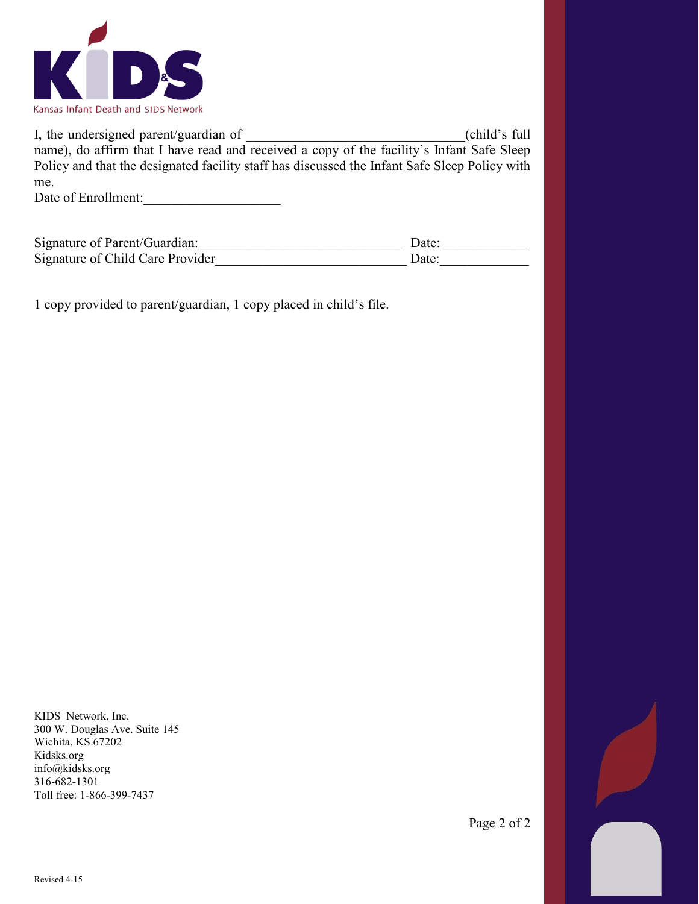Kansas Infant Death and SIDS Network

I, the undersigned parent/guardian of ______________________________(child's full name), do affirm that I have read and received a copy of the facility's Infant Safe Sleep Policy and that the designated facility staff has discussed the Infant Safe Sleep Policy with me.

Date of Enrollment:___________________

Signature of Parent/Guardian:____________________________ Date:____________

Signature of Child Care Provider___________________________ Date:____________

1 copy provided to parent/guardian, 1 copy placed in child's file.

KIDS Network, Inc.
300 W. Douglas Ave. Suite 145
Wichita, KS 67202
Kidsks.org
info@kidsks.org
316-682-1301
Toll free: 1-866-399-7437

Revised 4-15